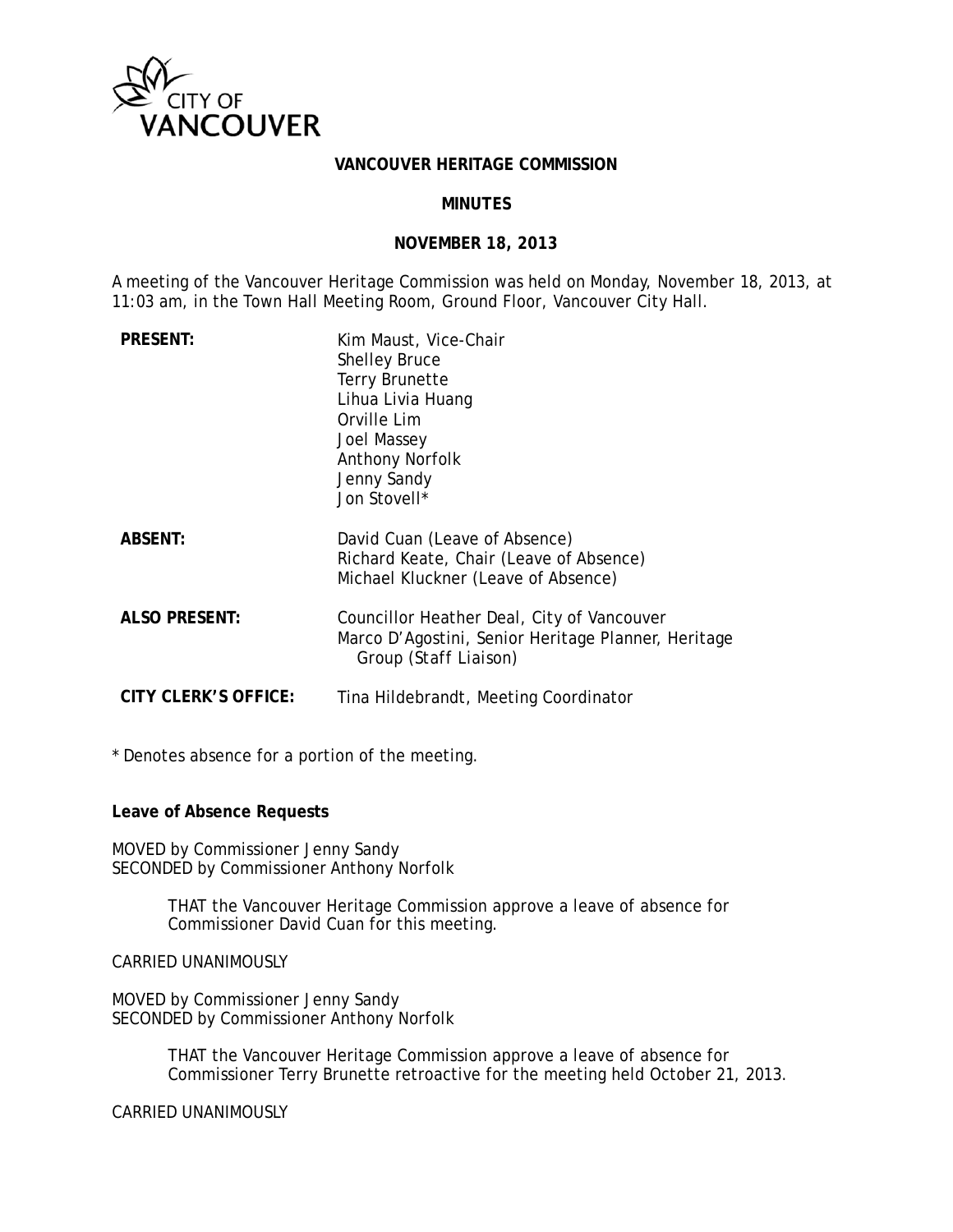CITY OF VANCOUVER

# VANCOUVER HERITAGE COMMISSION

## MINUTES

## NOVEMBER 18, 2013

A meeting of the Vancouver Heritage Commission was held on Monday, November 18, 2013, at 11:03 am, in the Town Hall Meeting Room, Ground Floor, Vancouver City Hall.

**PRESENT:**
Kim Maust, Vice-Chair
Shelley Bruce
Terry Brunette
Lihua Livia Huang
Orville Lim
Joel Massey
Anthony Norfolk
Jenny Sandy
Jon Stovell*

**ABSENT:**
David Cuan (Leave of Absence)
Richard Keate, Chair (Leave of Absence)
Michael Kluckner (Leave of Absence)

**ALSO PRESENT:**
Councillor Heather Deal, City of Vancouver
Marco D'Agostini, Senior Heritage Planner, Heritage Group (Staff Liaison)

**CITY CLERK'S OFFICE:**
Tina Hildebrandt, Meeting Coordinator

* Denotes absence for a portion of the meeting.

**Leave of Absence Requests**

MOVED by Commissioner Jenny Sandy
SECONDED by Commissioner Anthony Norfolk

> THAT the Vancouver Heritage Commission approve a leave of absence for Commissioner David Cuan for this meeting.

CARRIED UNANIMOUSLY

MOVED by Commissioner Jenny Sandy
SECONDED by Commissioner Anthony Norfolk

> THAT the Vancouver Heritage Commission approve a leave of absence for Commissioner Terry Brunette retroactive for the meeting held October 21, 2013.

CARRIED UNANIMOUSLY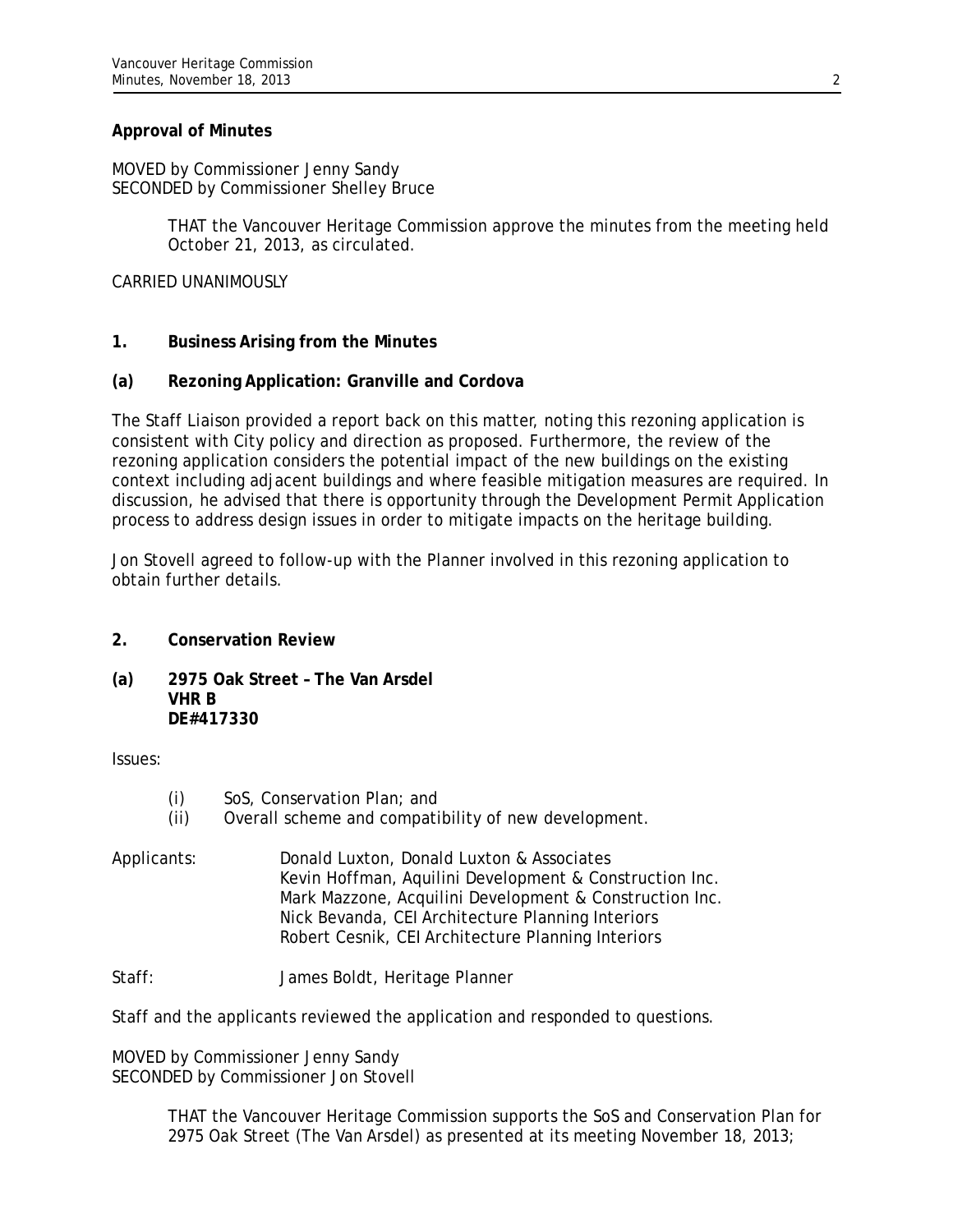**Approval of Minutes**

MOVED by Commissioner Jenny Sandy
SECONDED by Commissioner Shelley Bruce

> THAT the Vancouver Heritage Commission approve the minutes from the meeting held October 21, 2013, as circulated.

CARRIED UNANIMOUSLY

**1. Business Arising from the Minutes**

**(a) Rezoning Application: Granville and Cordova**

The Staff Liaison provided a report back on this matter, noting this rezoning application is consistent with City policy and direction as proposed. Furthermore, the review of the rezoning application considers the potential impact of the new buildings on the existing context including adjacent buildings and where feasible mitigation measures are required. In discussion, he advised that there is opportunity through the Development Permit Application process to address design issues in order to mitigate impacts on the heritage building.

Jon Stovell agreed to follow-up with the Planner involved in this rezoning application to obtain further details.

**2. Conservation Review**

**(a) 2975 Oak Street – The Van Arsdel**
**VHR B**
**DE#417330**

Issues:

- (i) SoS, Conservation Plan; and
- (ii) Overall scheme and compatibility of new development.

Applicants:
Donald Luxton, Donald Luxton & Associates
Kevin Hoffman, Aquilini Development & Construction Inc.
Mark Mazzone, Acquilini Development & Construction Inc.
Nick Bevanda, CEI Architecture Planning Interiors
Robert Cesnik, CEI Architecture Planning Interiors

Staff:
James Boldt, Heritage Planner

Staff and the applicants reviewed the application and responded to questions.

MOVED by Commissioner Jenny Sandy
SECONDED by Commissioner Jon Stovell

> THAT the Vancouver Heritage Commission supports the SoS and Conservation Plan for 2975 Oak Street (The Van Arsdel) as presented at its meeting November 18, 2013;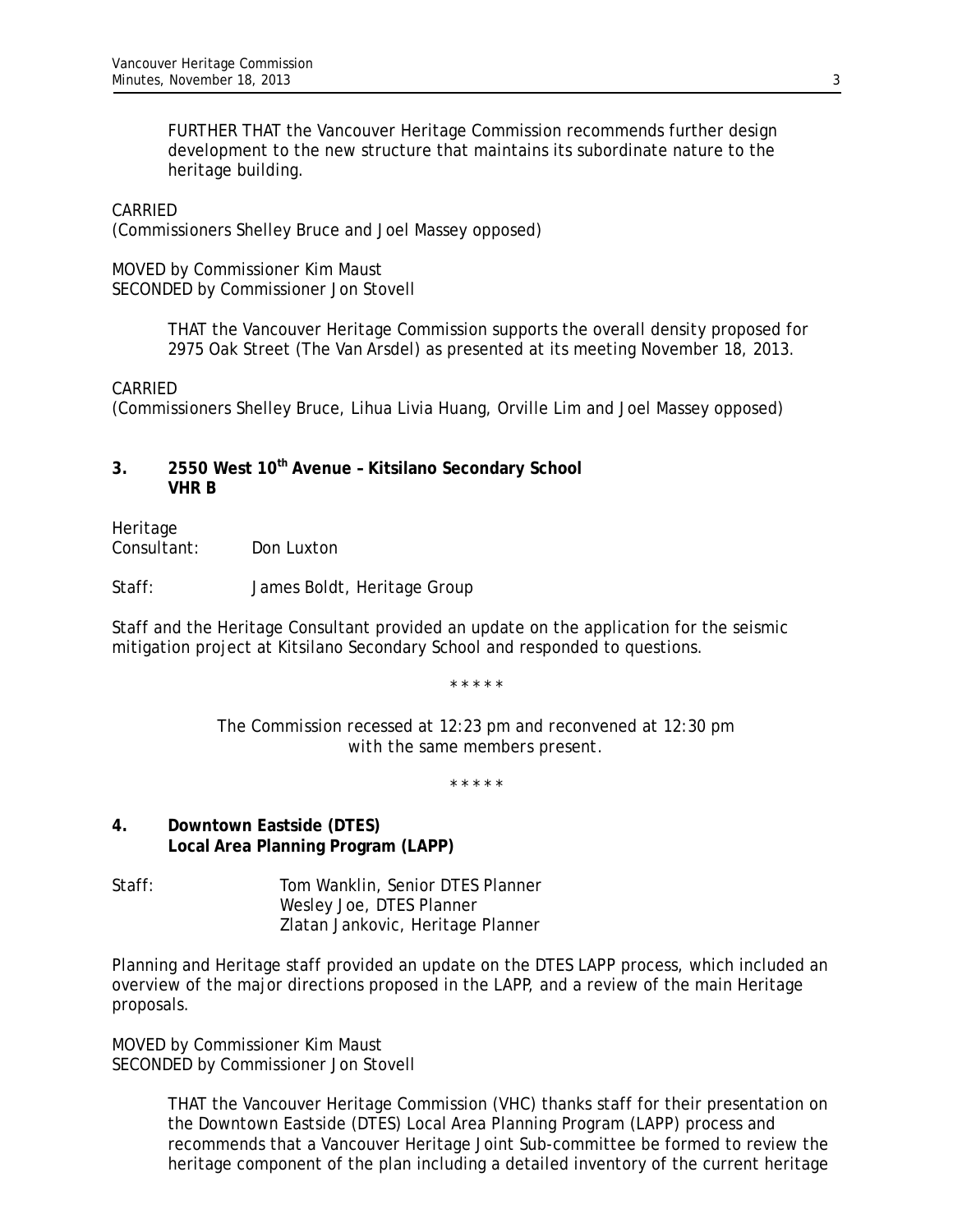FURTHER THAT the Vancouver Heritage Commission recommends further design development to the new structure that maintains its subordinate nature to the heritage building.

CARRIED
(Commissioners Shelley Bruce and Joel Massey opposed)

MOVED by Commissioner Kim Maust
SECONDED by Commissioner Jon Stovell

> THAT the Vancouver Heritage Commission supports the overall density proposed for 2975 Oak Street (The Van Arsdel) as presented at its meeting November 18, 2013.

CARRIED
(Commissioners Shelley Bruce, Lihua Livia Huang, Orville Lim and Joel Massey opposed)

### 3. 2550 West 10th Avenue – Kitsilano Secondary School VHR B

Heritage Consultant: Don Luxton

Staff: James Boldt, Heritage Group

Staff and the Heritage Consultant provided an update on the application for the seismic mitigation project at Kitsilano Secondary School and responded to questions.

\* \* \* \* \*

*The Commission recessed at 12:23 pm and reconvened at 12:30 pm with the same members present.*

\* \* \* \* \*

### 4. Downtown Eastside (DTES) Local Area Planning Program (LAPP)

Staff: Tom Wanklin, Senior DTES Planner
Wesley Joe, DTES Planner
Zlatan Jankovic, Heritage Planner

Planning and Heritage staff provided an update on the DTES LAPP process, which included an overview of the major directions proposed in the LAPP, and a review of the main Heritage proposals.

MOVED by Commissioner Kim Maust
SECONDED by Commissioner Jon Stovell

> THAT the Vancouver Heritage Commission (VHC) thanks staff for their presentation on the Downtown Eastside (DTES) Local Area Planning Program (LAPP) process and recommends that a Vancouver Heritage Joint Sub-committee be formed to review the heritage component of the plan including a detailed inventory of the current heritage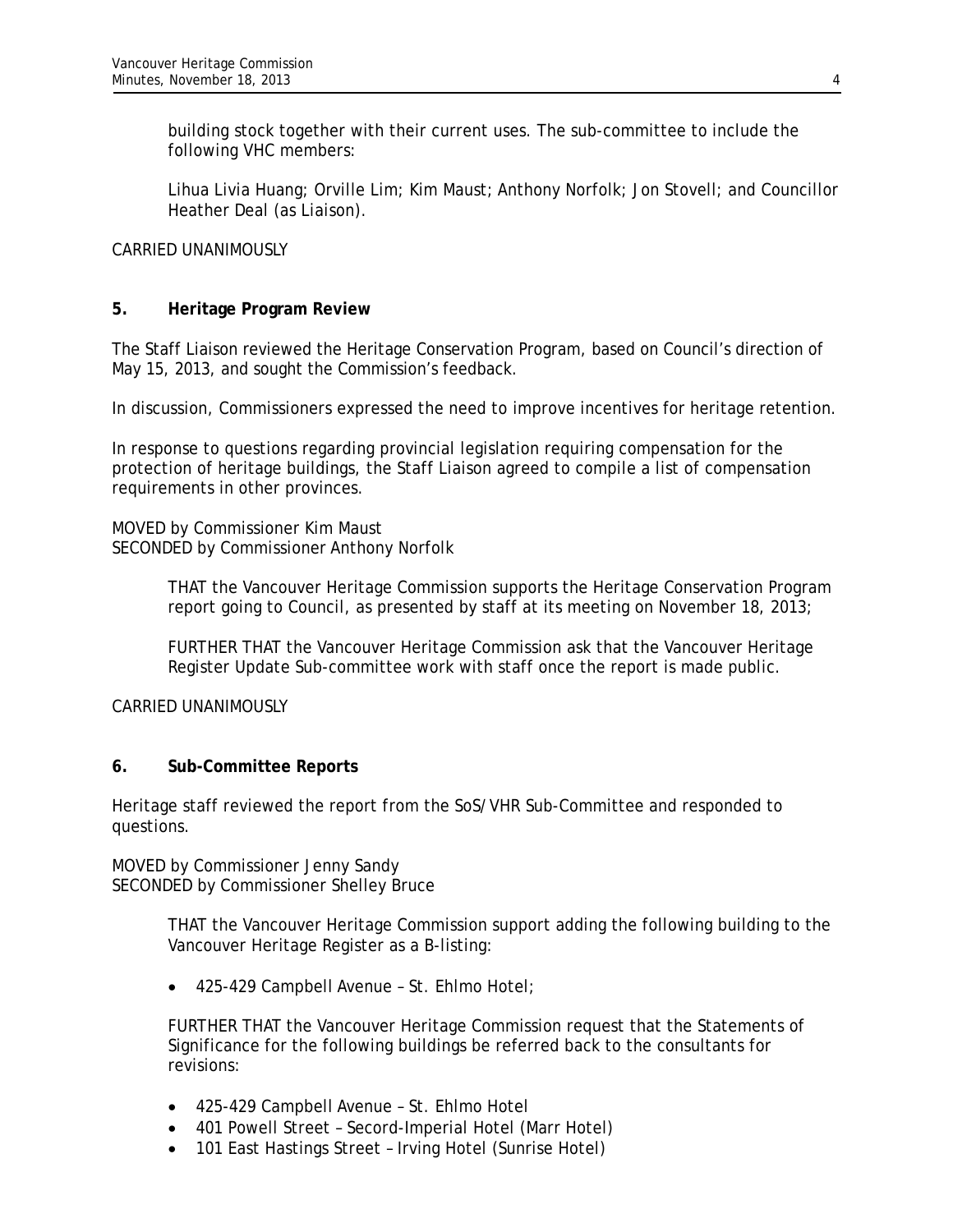building stock together with their current uses. The sub-committee to include the following VHC members:

Lihua Livia Huang; Orville Lim; Kim Maust; Anthony Norfolk; Jon Stovell; and Councillor Heather Deal (as Liaison).

CARRIED UNANIMOUSLY

## 5. Heritage Program Review

The Staff Liaison reviewed the Heritage Conservation Program, based on Council's direction of May 15, 2013, and sought the Commission's feedback.

In discussion, Commissioners expressed the need to improve incentives for heritage retention.

In response to questions regarding provincial legislation requiring compensation for the protection of heritage buildings, the Staff Liaison agreed to compile a list of compensation requirements in other provinces.

MOVED by Commissioner Kim Maust
SECONDED by Commissioner Anthony Norfolk

> THAT the Vancouver Heritage Commission supports the Heritage Conservation Program report going to Council, as presented by staff at its meeting on November 18, 2013;
>
> FURTHER THAT the Vancouver Heritage Commission ask that the Vancouver Heritage Register Update Sub-committee work with staff once the report is made public.

CARRIED UNANIMOUSLY

## 6. Sub-Committee Reports

Heritage staff reviewed the report from the SoS/VHR Sub-Committee and responded to questions.

MOVED by Commissioner Jenny Sandy
SECONDED by Commissioner Shelley Bruce

> THAT the Vancouver Heritage Commission support adding the following building to the Vancouver Heritage Register as a B-listing:
>
> - 425-429 Campbell Avenue – St. Ehlmo Hotel;
>
> FURTHER THAT the Vancouver Heritage Commission request that the Statements of Significance for the following buildings be referred back to the consultants for revisions:
>
> - 425-429 Campbell Avenue – St. Ehlmo Hotel
> - 401 Powell Street – Secord-Imperial Hotel (Marr Hotel)
> - 101 East Hastings Street – Irving Hotel (Sunrise Hotel)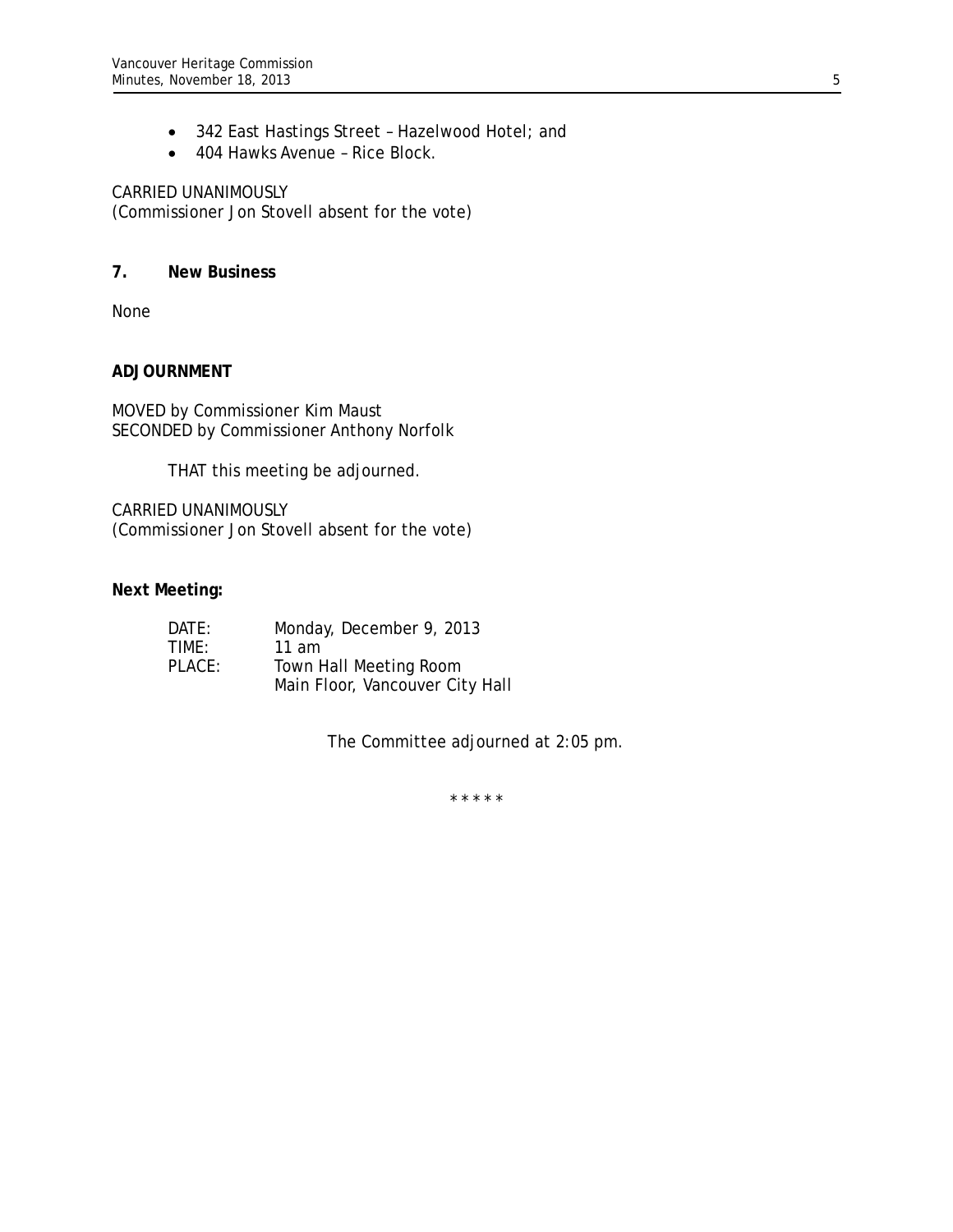- 342 East Hastings Street – Hazelwood Hotel; and
- 404 Hawks Avenue – Rice Block.

CARRIED UNANIMOUSLY
(Commissioner Jon Stovell absent for the vote)

**7. New Business**

None

**ADJOURNMENT**

MOVED by Commissioner Kim Maust
SECONDED by Commissioner Anthony Norfolk

THAT this meeting be adjourned.

CARRIED UNANIMOUSLY
(Commissioner Jon Stovell absent for the vote)

**Next Meeting:**

| | |
|---|---|
| DATE: | Monday, December 9, 2013 |
| TIME: | 11 am |
| PLACE: | Town Hall Meeting Room<br>Main Floor, Vancouver City Hall |

*The Committee adjourned at 2:05 pm.*

\* \* \* \* \*